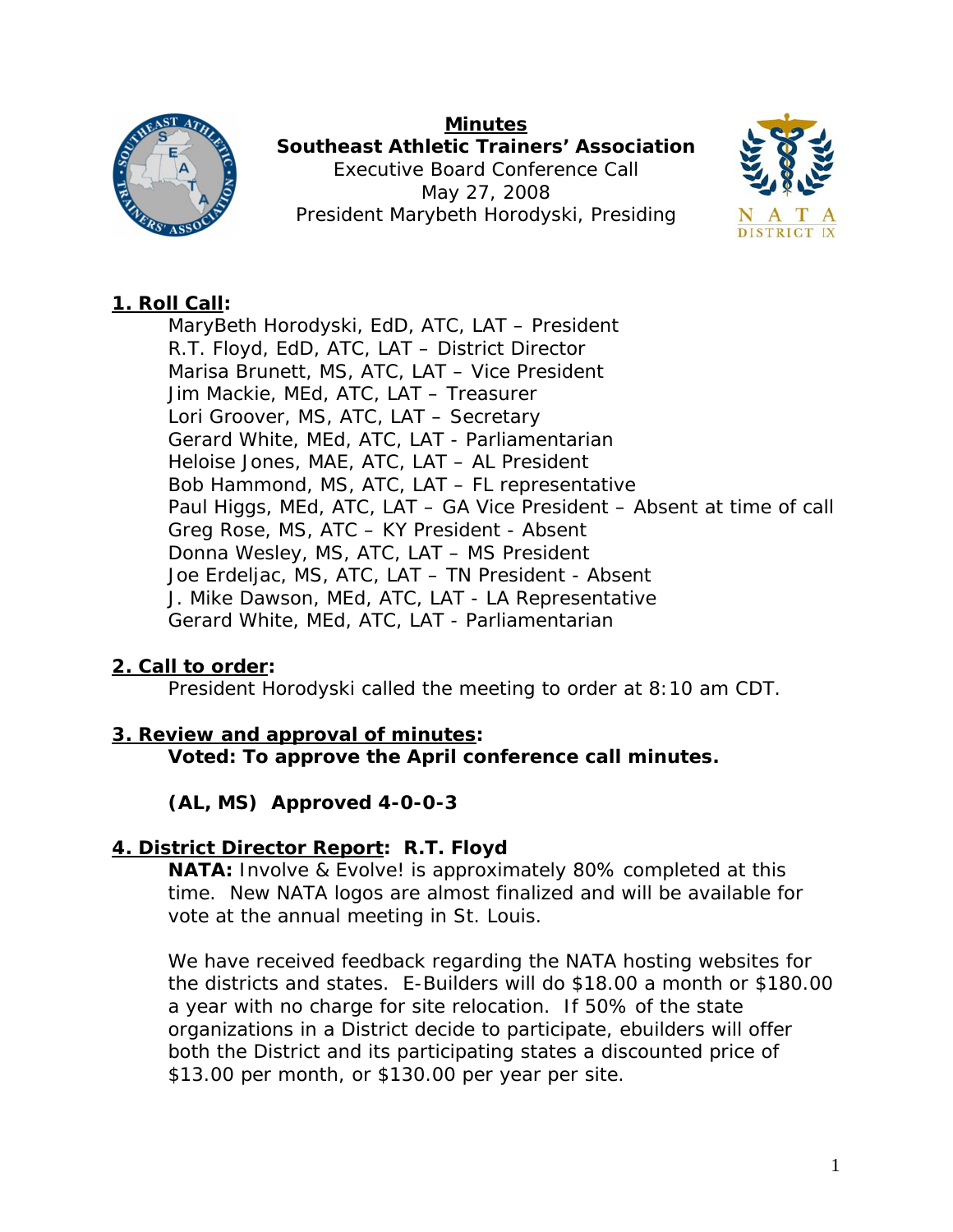**Minutes**
**Southeast Athletic Trainers' Association**
Executive Board Conference Call
May 27, 2008
President Marybeth Horodyski, Presiding

## 1. Roll Call:

MaryBeth Horodyski, EdD, ATC, LAT – President
R.T. Floyd, EdD, ATC, LAT – District Director
Marisa Brunett, MS, ATC, LAT – Vice President
Jim Mackie, MEd, ATC, LAT – Treasurer
Lori Groover, MS, ATC, LAT – Secretary
Gerard White, MEd, ATC, LAT - Parliamentarian
Heloise Jones, MAE, ATC, LAT – AL President
Bob Hammond, MS, ATC, LAT – FL representative
Paul Higgs, MEd, ATC, LAT – GA Vice President – Absent at time of call
Greg Rose, MS, ATC – KY President - Absent
Donna Wesley, MS, ATC, LAT – MS President
Joe Erdeljac, MS, ATC, LAT – TN President - Absent
J. Mike Dawson, MEd, ATC, LAT - LA Representative
Gerard White, MEd, ATC, LAT - Parliamentarian

## 2. Call to order:

President Horodyski called the meeting to order at 8:10 am CDT.

## 3. Review and approval of minutes:

**Voted: To approve the April conference call minutes.**

**(AL, MS) Approved 4-0-0-3**

## 4. District Director Report: R.T. Floyd

**NATA:** Involve & Evolve! is approximately 80% completed at this time. New NATA logos are almost finalized and will be available for vote at the annual meeting in St. Louis.

We have received feedback regarding the NATA hosting websites for the districts and states. E-Builders will do $18.00 a month or $180.00 a year with no charge for site relocation. If 50% of the state organizations in a District decide to participate, ebuilders will offer both the District and its participating states a discounted price of $13.00 per month, or $130.00 per year per site.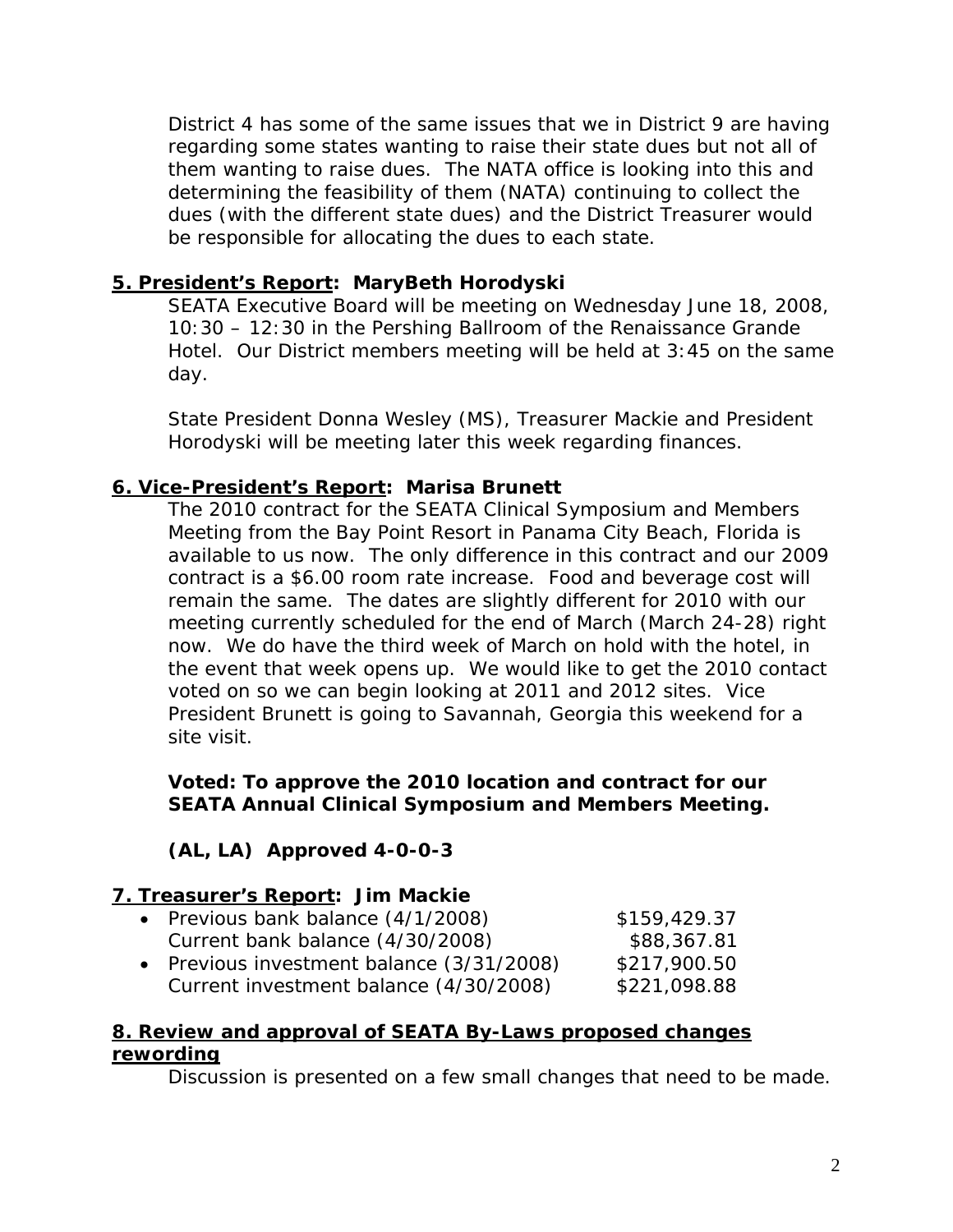District 4 has some of the same issues that we in District 9 are having regarding some states wanting to raise their state dues but not all of them wanting to raise dues. The NATA office is looking into this and determining the feasibility of them (NATA) continuing to collect the dues (with the different state dues) and the District Treasurer would be responsible for allocating the dues to each state.

**5. President's Report: MaryBeth Horodyski**

SEATA Executive Board will be meeting on Wednesday June 18, 2008, 10:30 – 12:30 in the Pershing Ballroom of the Renaissance Grande Hotel. Our District members meeting will be held at 3:45 on the same day.

State President Donna Wesley (MS), Treasurer Mackie and President Horodyski will be meeting later this week regarding finances.

**6. Vice-President's Report: Marisa Brunett**

The 2010 contract for the SEATA Clinical Symposium and Members Meeting from the Bay Point Resort in Panama City Beach, Florida is available to us now. The only difference in this contract and our 2009 contract is a $6.00 room rate increase. Food and beverage cost will remain the same. The dates are slightly different for 2010 with our meeting currently scheduled for the end of March (March 24-28) right now. We do have the third week of March on hold with the hotel, in the event that week opens up. We would like to get the 2010 contact voted on so we can begin looking at 2011 and 2012 sites. Vice President Brunett is going to Savannah, Georgia this weekend for a site visit.

**Voted: To approve the 2010 location and contract for our SEATA Annual Clinical Symposium and Members Meeting.**

**(AL, LA) Approved 4-0-0-3**

**7. Treasurer's Report: Jim Mackie**

- Previous bank balance (4/1/2008) $159,429.37
  Current bank balance (4/30/2008) $88,367.81
- Previous investment balance (3/31/2008) $217,900.50
  Current investment balance (4/30/2008) $221,098.88

**8. Review and approval of SEATA By-Laws proposed changes rewording**

Discussion is presented on a few small changes that need to be made.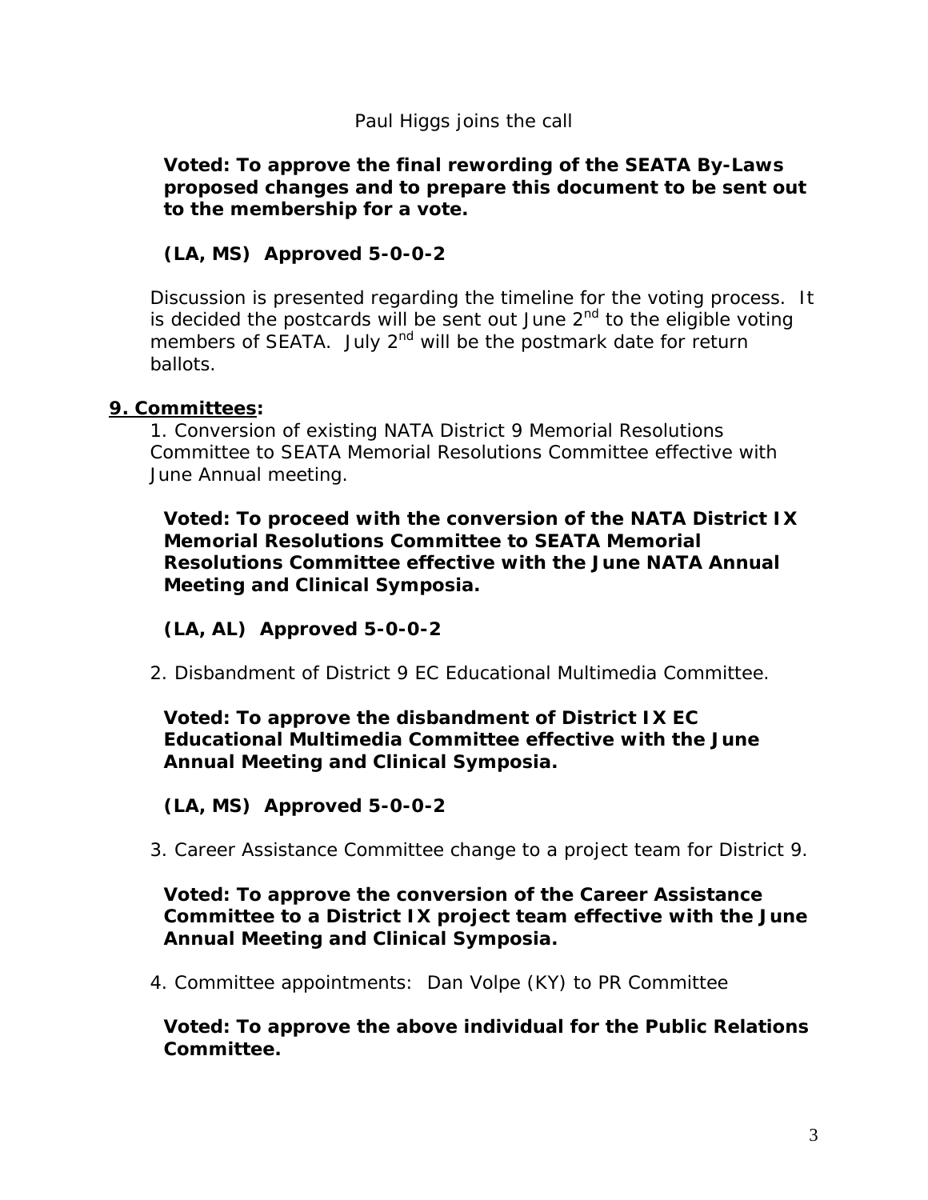Paul Higgs joins the call

**Voted: To approve the final rewording of the SEATA By-Laws proposed changes and to prepare this document to be sent out to the membership for a vote.**

**(LA, MS) Approved 5-0-0-2**

Discussion is presented regarding the timeline for the voting process. It is decided the postcards will be sent out June 2nd to the eligible voting members of SEATA. July 2nd will be the postmark date for return ballots.

**9. Committees:**

1. Conversion of existing NATA District 9 Memorial Resolutions Committee to SEATA Memorial Resolutions Committee effective with June Annual meeting.

**Voted: To proceed with the conversion of the NATA District IX Memorial Resolutions Committee to SEATA Memorial Resolutions Committee effective with the June NATA Annual Meeting and Clinical Symposia.**

**(LA, AL) Approved 5-0-0-2**

2. Disbandment of District 9 EC Educational Multimedia Committee.

**Voted: To approve the disbandment of District IX EC Educational Multimedia Committee effective with the June Annual Meeting and Clinical Symposia.**

**(LA, MS) Approved 5-0-0-2**

3. Career Assistance Committee change to a project team for District 9.

**Voted: To approve the conversion of the Career Assistance Committee to a District IX project team effective with the June Annual Meeting and Clinical Symposia.**

4. Committee appointments: Dan Volpe (KY) to PR Committee

**Voted: To approve the above individual for the Public Relations Committee.**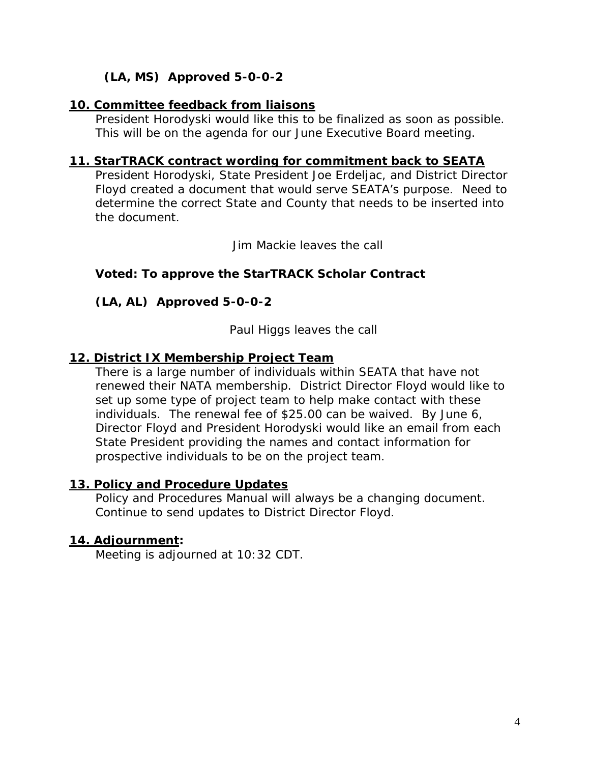**(LA, MS) Approved 5-0-0-2**

**10. Committee feedback from liaisons**

President Horodyski would like this to be finalized as soon as possible. This will be on the agenda for our June Executive Board meeting.

**11. StarTRACK contract wording for commitment back to SEATA**

President Horodyski, State President Joe Erdeljac, and District Director Floyd created a document that would serve SEATA's purpose. Need to determine the correct State and County that needs to be inserted into the document.

Jim Mackie leaves the call

**Voted: To approve the StarTRACK Scholar Contract**

**(LA, AL) Approved 5-0-0-2**

Paul Higgs leaves the call

**12. District IX Membership Project Team**

There is a large number of individuals within SEATA that have not renewed their NATA membership. District Director Floyd would like to set up some type of project team to help make contact with these individuals. The renewal fee of $25.00 can be waived. By June 6, Director Floyd and President Horodyski would like an email from each State President providing the names and contact information for prospective individuals to be on the project team.

**13. Policy and Procedure Updates**

Policy and Procedures Manual will always be a changing document. Continue to send updates to District Director Floyd.

**14. Adjournment:**

Meeting is adjourned at 10:32 CDT.